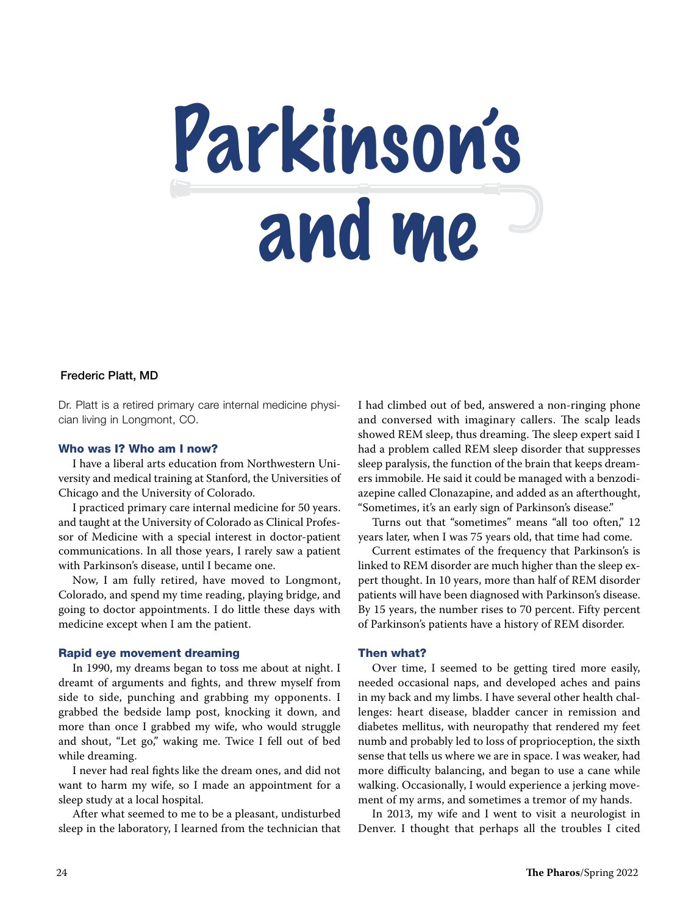# Parkinson's and me

**Frederic Platt, MD**

Dr. Platt is a retired primary care internal medicine physician living in Longmont, CO.

### Who was I? Who am I now?

I have a liberal arts education from Northwestern University and medical training at Stanford, the Universities of Chicago and the University of Colorado.

I practiced primary care internal medicine for 50 years. and taught at the University of Colorado as Clinical Professor of Medicine with a special interest in doctor-patient communications. In all those years, I rarely saw a patient with Parkinson's disease, until I became one.

Now, I am fully retired, have moved to Longmont, Colorado, and spend my time reading, playing bridge, and going to doctor appointments. I do little these days with medicine except when I am the patient.

### Rapid eye movement dreaming

In 1990, my dreams began to toss me about at night. I dreamt of arguments and fights, and threw myself from side to side, punching and grabbing my opponents. I grabbed the bedside lamp post, knocking it down, and more than once I grabbed my wife, who would struggle and shout, "Let go," waking me. Twice I fell out of bed while dreaming.

I never had real fights like the dream ones, and did not want to harm my wife, so I made an appointment for a sleep study at a local hospital.

After what seemed to me to be a pleasant, undisturbed sleep in the laboratory, I learned from the technician that I had climbed out of bed, answered a non-ringing phone and conversed with imaginary callers. The scalp leads showed REM sleep, thus dreaming. The sleep expert said I had a problem called REM sleep disorder that suppresses sleep paralysis, the function of the brain that keeps dreamers immobile. He said it could be managed with a benzodiazepine called Clonazapine, and added as an afterthought, "Sometimes, it's an early sign of Parkinson's disease."

Turns out that "sometimes" means "all too often," 12 years later, when I was 75 years old, that time had come.

Current estimates of the frequency that Parkinson's is linked to REM disorder are much higher than the sleep expert thought. In 10 years, more than half of REM disorder patients will have been diagnosed with Parkinson's disease. By 15 years, the number rises to 70 percent. Fifty percent of Parkinson's patients have a history of REM disorder.

### Then what?

Over time, I seemed to be getting tired more easily, needed occasional naps, and developed aches and pains in my back and my limbs. I have several other health challenges: heart disease, bladder cancer in remission and diabetes mellitus, with neuropathy that rendered my feet numb and probably led to loss of proprioception, the sixth sense that tells us where we are in space. I was weaker, had more difficulty balancing, and began to use a cane while walking. Occasionally, I would experience a jerking movement of my arms, and sometimes a tremor of my hands.

In 2013, my wife and I went to visit a neurologist in Denver. I thought that perhaps all the troubles I cited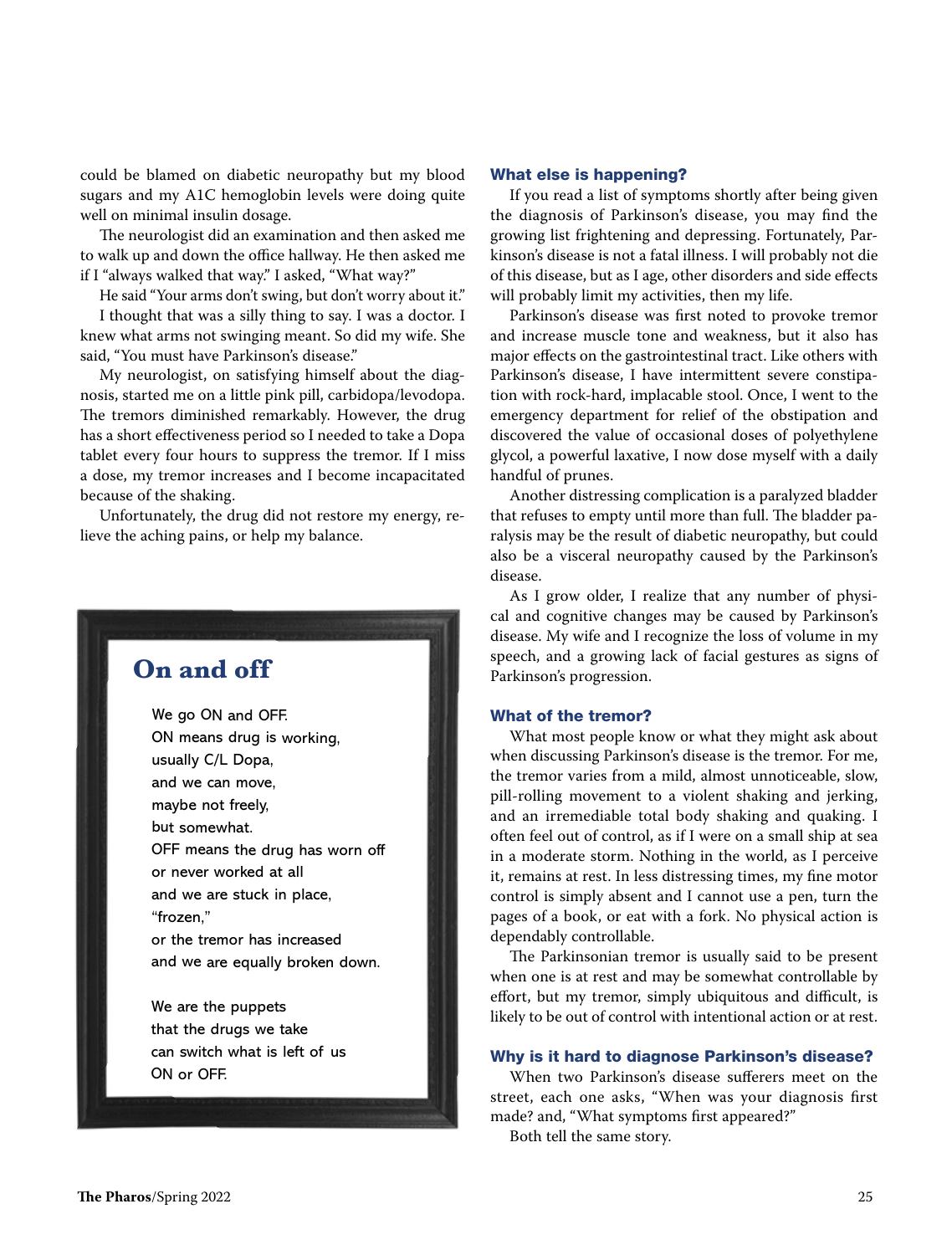could be blamed on diabetic neuropathy but my blood sugars and my A1C hemoglobin levels were doing quite well on minimal insulin dosage.

The neurologist did an examination and then asked me to walk up and down the office hallway. He then asked me if I "always walked that way." I asked, "What way?"

He said "Your arms don't swing, but don't worry about it."

I thought that was a silly thing to say. I was a doctor. I knew what arms not swinging meant. So did my wife. She said, "You must have Parkinson's disease."

My neurologist, on satisfying himself about the diagnosis, started me on a little pink pill, carbidopa/levodopa. The tremors diminished remarkably. However, the drug has a short effectiveness period so I needed to take a Dopa tablet every four hours to suppress the tremor. If I miss a dose, my tremor increases and I become incapacitated because of the shaking.

Unfortunately, the drug did not restore my energy, relieve the aching pains, or help my balance.

## On and off

We go ON and OFF.
ON means drug is working,
usually C/L Dopa,
and we can move,
maybe not freely,
but somewhat.
OFF means the drug has worn off
or never worked at all
and we are stuck in place,
"frozen,"
or the tremor has increased
and we are equally broken down.

We are the puppets
that the drugs we take
can switch what is left of us
ON or OFF.

### What else is happening?

If you read a list of symptoms shortly after being given the diagnosis of Parkinson's disease, you may find the growing list frightening and depressing. Fortunately, Parkinson's disease is not a fatal illness. I will probably not die of this disease, but as I age, other disorders and side effects will probably limit my activities, then my life.

Parkinson's disease was first noted to provoke tremor and increase muscle tone and weakness, but it also has major effects on the gastrointestinal tract. Like others with Parkinson's disease, I have intermittent severe constipation with rock-hard, implacable stool. Once, I went to the emergency department for relief of the obstipation and discovered the value of occasional doses of polyethylene glycol, a powerful laxative, I now dose myself with a daily handful of prunes.

Another distressing complication is a paralyzed bladder that refuses to empty until more than full. The bladder paralysis may be the result of diabetic neuropathy, but could also be a visceral neuropathy caused by the Parkinson's disease.

As I grow older, I realize that any number of physical and cognitive changes may be caused by Parkinson's disease. My wife and I recognize the loss of volume in my speech, and a growing lack of facial gestures as signs of Parkinson's progression.

### What of the tremor?

What most people know or what they might ask about when discussing Parkinson's disease is the tremor. For me, the tremor varies from a mild, almost unnoticeable, slow, pill-rolling movement to a violent shaking and jerking, and an irremediable total body shaking and quaking. I often feel out of control, as if I were on a small ship at sea in a moderate storm. Nothing in the world, as I perceive it, remains at rest. In less distressing times, my fine motor control is simply absent and I cannot use a pen, turn the pages of a book, or eat with a fork. No physical action is dependably controllable.

The Parkinsonian tremor is usually said to be present when one is at rest and may be somewhat controllable by effort, but my tremor, simply ubiquitous and difficult, is likely to be out of control with intentional action or at rest.

### Why is it hard to diagnose Parkinson's disease?

When two Parkinson's disease sufferers meet on the street, each one asks, "When was your diagnosis first made? and, "What symptoms first appeared?"

Both tell the same story.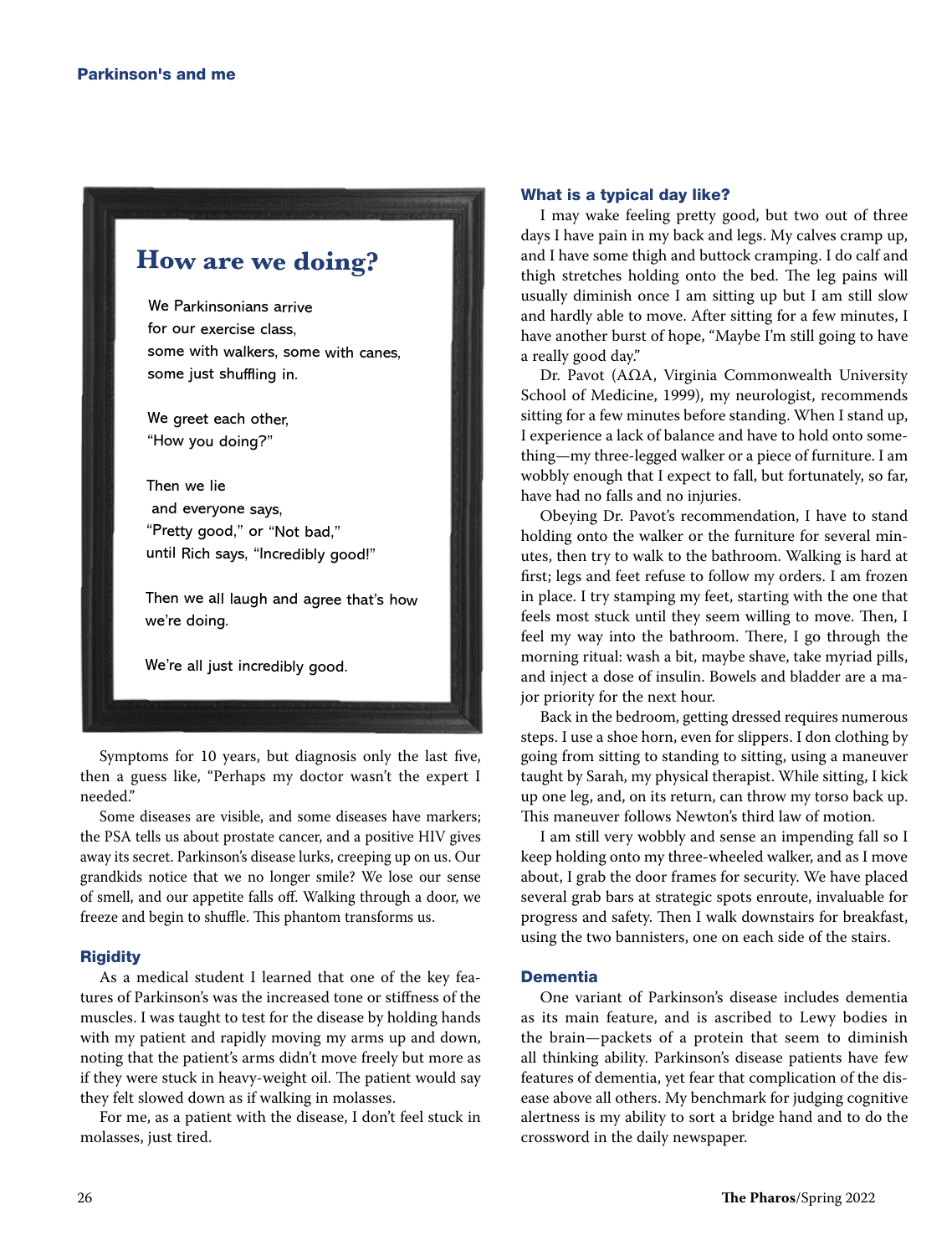## How are we doing?

We Parkinsonians arrive  
for our exercise class,  
some with walkers, some with canes,  
some just shuffling in.

We greet each other,  
"How you doing?"

Then we lie  
and everyone says,  
"Pretty good," or "Not bad,"  
until Rich says, "Incredibly good!"

Then we all laugh and agree that's how  
we're doing.

We're all just incredibly good.

Symptoms for 10 years, but diagnosis only the last five, then a guess like, "Perhaps my doctor wasn't the expert I needed."

Some diseases are visible, and some diseases have markers; the PSA tells us about prostate cancer, and a positive HIV gives away its secret. Parkinson's disease lurks, creeping up on us. Our grandkids notice that we no longer smile? We lose our sense of smell, and our appetite falls off. Walking through a door, we freeze and begin to shuffle. This phantom transforms us.

### Rigidity

As a medical student I learned that one of the key features of Parkinson's was the increased tone or stiffness of the muscles. I was taught to test for the disease by holding hands with my patient and rapidly moving my arms up and down, noting that the patient's arms didn't move freely but more as if they were stuck in heavy-weight oil. The patient would say they felt slowed down as if walking in molasses.

For me, as a patient with the disease, I don't feel stuck in molasses, just tired.

### What is a typical day like?

I may wake feeling pretty good, but two out of three days I have pain in my back and legs. My calves cramp up, and I have some thigh and buttock cramping. I do calf and thigh stretches holding onto the bed. The leg pains will usually diminish once I am sitting up but I am still slow and hardly able to move. After sitting for a few minutes, I have another burst of hope, "Maybe I'm still going to have a really good day."

Dr. Pavot (AΩA, Virginia Commonwealth University School of Medicine, 1999), my neurologist, recommends sitting for a few minutes before standing. When I stand up, I experience a lack of balance and have to hold onto something—my three-legged walker or a piece of furniture. I am wobbly enough that I expect to fall, but fortunately, so far, have had no falls and no injuries.

Obeying Dr. Pavot's recommendation, I have to stand holding onto the walker or the furniture for several minutes, then try to walk to the bathroom. Walking is hard at first; legs and feet refuse to follow my orders. I am frozen in place. I try stamping my feet, starting with the one that feels most stuck until they seem willing to move. Then, I feel my way into the bathroom. There, I go through the morning ritual: wash a bit, maybe shave, take myriad pills, and inject a dose of insulin. Bowels and bladder are a major priority for the next hour.

Back in the bedroom, getting dressed requires numerous steps. I use a shoe horn, even for slippers. I don clothing by going from sitting to standing to sitting, using a maneuver taught by Sarah, my physical therapist. While sitting, I kick up one leg, and, on its return, can throw my torso back up. This maneuver follows Newton's third law of motion.

I am still very wobbly and sense an impending fall so I keep holding onto my three-wheeled walker, and as I move about, I grab the door frames for security. We have placed several grab bars at strategic spots enroute, invaluable for progress and safety. Then I walk downstairs for breakfast, using the two bannisters, one on each side of the stairs.

### Dementia

One variant of Parkinson's disease includes dementia as its main feature, and is ascribed to Lewy bodies in the brain—packets of a protein that seem to diminish all thinking ability. Parkinson's disease patients have few features of dementia, yet fear that complication of the disease above all others. My benchmark for judging cognitive alertness is my ability to sort a bridge hand and to do the crossword in the daily newspaper.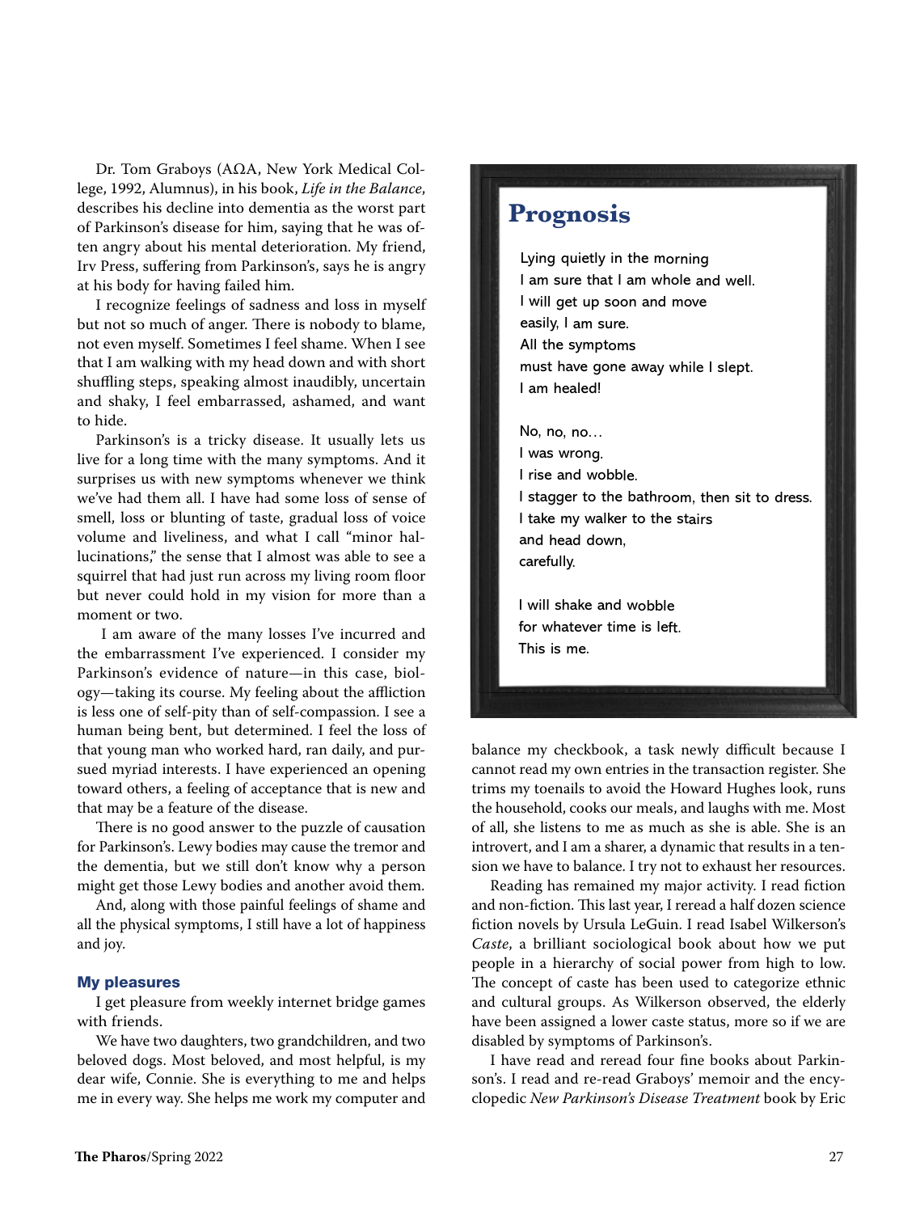Dr. Tom Graboys (AΩA, New York Medical College, 1992, Alumnus), in his book, *Life in the Balance*, describes his decline into dementia as the worst part of Parkinson's disease for him, saying that he was often angry about his mental deterioration. My friend, Irv Press, suffering from Parkinson's, says he is angry at his body for having failed him.

I recognize feelings of sadness and loss in myself but not so much of anger. There is nobody to blame, not even myself. Sometimes I feel shame. When I see that I am walking with my head down and with short shuffling steps, speaking almost inaudibly, uncertain and shaky, I feel embarrassed, ashamed, and want to hide.

Parkinson's is a tricky disease. It usually lets us live for a long time with the many symptoms. And it surprises us with new symptoms whenever we think we've had them all. I have had some loss of sense of smell, loss or blunting of taste, gradual loss of voice volume and liveliness, and what I call "minor hallucinations," the sense that I almost was able to see a squirrel that had just run across my living room floor but never could hold in my vision for more than a moment or two.

I am aware of the many losses I've incurred and the embarrassment I've experienced. I consider my Parkinson's evidence of nature—in this case, biology—taking its course. My feeling about the affliction is less one of self-pity than of self-compassion. I see a human being bent, but determined. I feel the loss of that young man who worked hard, ran daily, and pursued myriad interests. I have experienced an opening toward others, a feeling of acceptance that is new and that may be a feature of the disease.

There is no good answer to the puzzle of causation for Parkinson's. Lewy bodies may cause the tremor and the dementia, but we still don't know why a person might get those Lewy bodies and another avoid them.

And, along with those painful feelings of shame and all the physical symptoms, I still have a lot of happiness and joy.

### My pleasures

I get pleasure from weekly internet bridge games with friends.

We have two daughters, two grandchildren, and two beloved dogs. Most beloved, and most helpful, is my dear wife, Connie. She is everything to me and helps me in every way. She helps me work my computer and balance my checkbook, a task newly difficult because I cannot read my own entries in the transaction register. She trims my toenails to avoid the Howard Hughes look, runs the household, cooks our meals, and laughs with me. Most of all, she listens to me as much as she is able. She is an introvert, and I am a sharer, a dynamic that results in a tension we have to balance. I try not to exhaust her resources.

Reading has remained my major activity. I read fiction and non-fiction. This last year, I reread a half dozen science fiction novels by Ursula LeGuin. I read Isabel Wilkerson's *Caste*, a brilliant sociological book about how we put people in a hierarchy of social power from high to low. The concept of caste has been used to categorize ethnic and cultural groups. As Wilkerson observed, the elderly have been assigned a lower caste status, more so if we are disabled by symptoms of Parkinson's.

I have read and reread four fine books about Parkinson's. I read and re-read Graboys' memoir and the encyclopedic *New Parkinson's Disease Treatment* book by Eric

## Prognosis

Lying quietly in the morning  
I am sure that I am whole and well.  
I will get up soon and move  
easily, I am sure.  
All the symptoms  
must have gone away while I slept.  
I am healed!

No, no, no…  
I was wrong.  
I rise and wobble.  
I stagger to the bathroom, then sit to dress.  
I take my walker to the stairs  
and head down,  
carefully.

I will shake and wobble  
for whatever time is left.  
This is me.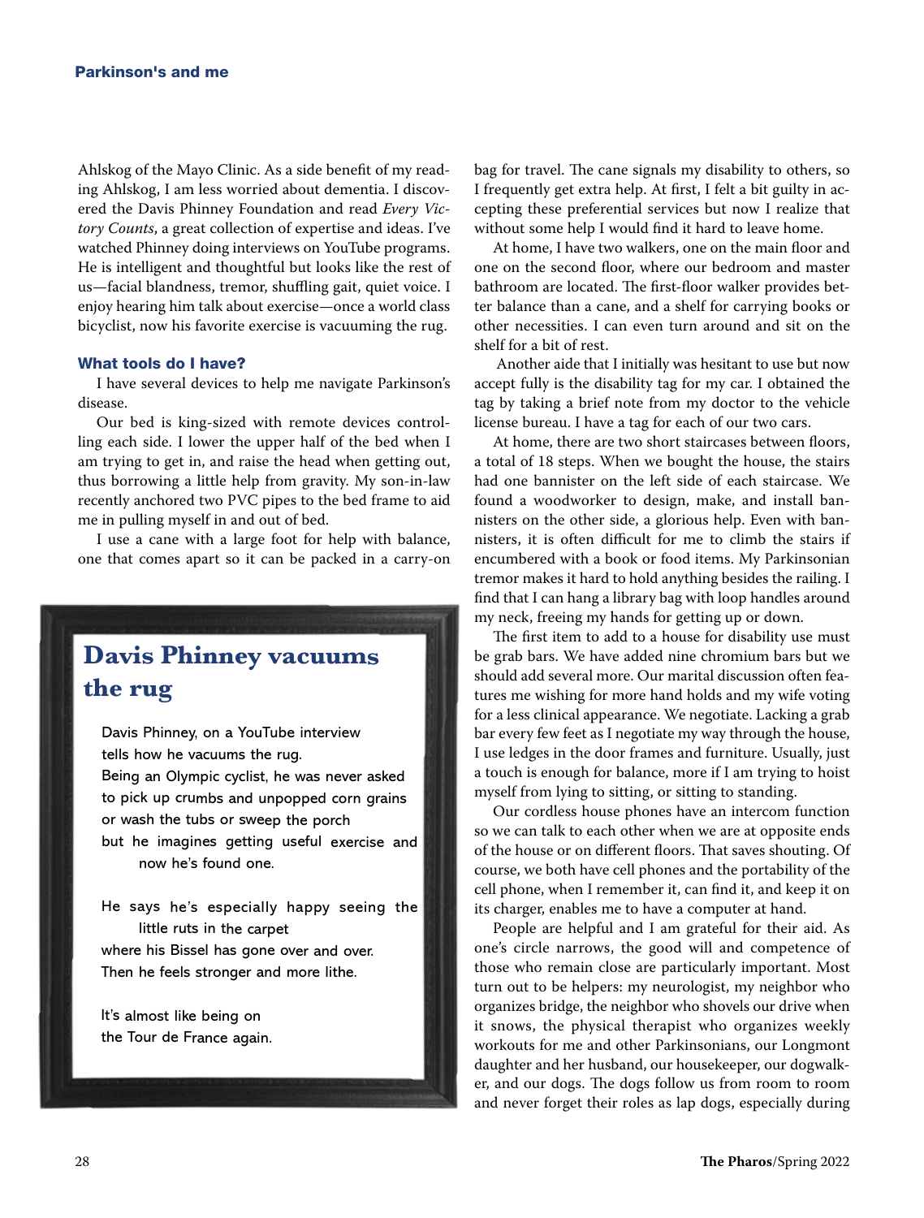Ahlskog of the Mayo Clinic. As a side benefit of my reading Ahlskog, I am less worried about dementia. I discovered the Davis Phinney Foundation and read *Every Victory Counts*, a great collection of expertise and ideas. I've watched Phinney doing interviews on YouTube programs. He is intelligent and thoughtful but looks like the rest of us—facial blandness, tremor, shuffling gait, quiet voice. I enjoy hearing him talk about exercise—once a world class bicyclist, now his favorite exercise is vacuuming the rug.

### What tools do I have?

I have several devices to help me navigate Parkinson's disease.

Our bed is king-sized with remote devices controlling each side. I lower the upper half of the bed when I am trying to get in, and raise the head when getting out, thus borrowing a little help from gravity. My son-in-law recently anchored two PVC pipes to the bed frame to aid me in pulling myself in and out of bed.

I use a cane with a large foot for help with balance, one that comes apart so it can be packed in a carry-on bag for travel. The cane signals my disability to others, so I frequently get extra help. At first, I felt a bit guilty in accepting these preferential services but now I realize that without some help I would find it hard to leave home.

At home, I have two walkers, one on the main floor and one on the second floor, where our bedroom and master bathroom are located. The first-floor walker provides better balance than a cane, and a shelf for carrying books or other necessities. I can even turn around and sit on the shelf for a bit of rest.

Another aide that I initially was hesitant to use but now accept fully is the disability tag for my car. I obtained the tag by taking a brief note from my doctor to the vehicle license bureau. I have a tag for each of our two cars.

At home, there are two short staircases between floors, a total of 18 steps. When we bought the house, the stairs had one bannister on the left side of each staircase. We found a woodworker to design, make, and install bannisters on the other side, a glorious help. Even with bannisters, it is often difficult for me to climb the stairs if encumbered with a book or food items. My Parkinsonian tremor makes it hard to hold anything besides the railing. I find that I can hang a library bag with loop handles around my neck, freeing my hands for getting up or down.

The first item to add to a house for disability use must be grab bars. We have added nine chromium bars but we should add several more. Our marital discussion often features me wishing for more hand holds and my wife voting for a less clinical appearance. We negotiate. Lacking a grab bar every few feet as I negotiate my way through the house, I use ledges in the door frames and furniture. Usually, just a touch is enough for balance, more if I am trying to hoist myself from lying to sitting, or sitting to standing.

Our cordless house phones have an intercom function so we can talk to each other when we are at opposite ends of the house or on different floors. That saves shouting. Of course, we both have cell phones and the portability of the cell phone, when I remember it, can find it, and keep it on its charger, enables me to have a computer at hand.

People are helpful and I am grateful for their aid. As one's circle narrows, the good will and competence of those who remain close are particularly important. Most turn out to be helpers: my neurologist, my neighbor who organizes bridge, the neighbor who shovels our drive when it snows, the physical therapist who organizes weekly workouts for me and other Parkinsonians, our Longmont daughter and her husband, our housekeeper, our dogwalker, and our dogs. The dogs follow us from room to room and never forget their roles as lap dogs, especially during

## Davis Phinney vacuums the rug

Davis Phinney, on a YouTube interview
tells how he vacuums the rug.
Being an Olympic cyclist, he was never asked
to pick up crumbs and unpopped corn grains
or wash the tubs or sweep the porch
but he imagines getting useful exercise and
now he's found one.

He says he's especially happy seeing the
little ruts in the carpet
where his Bissel has gone over and over.
Then he feels stronger and more lithe.

It's almost like being on
the Tour de France again.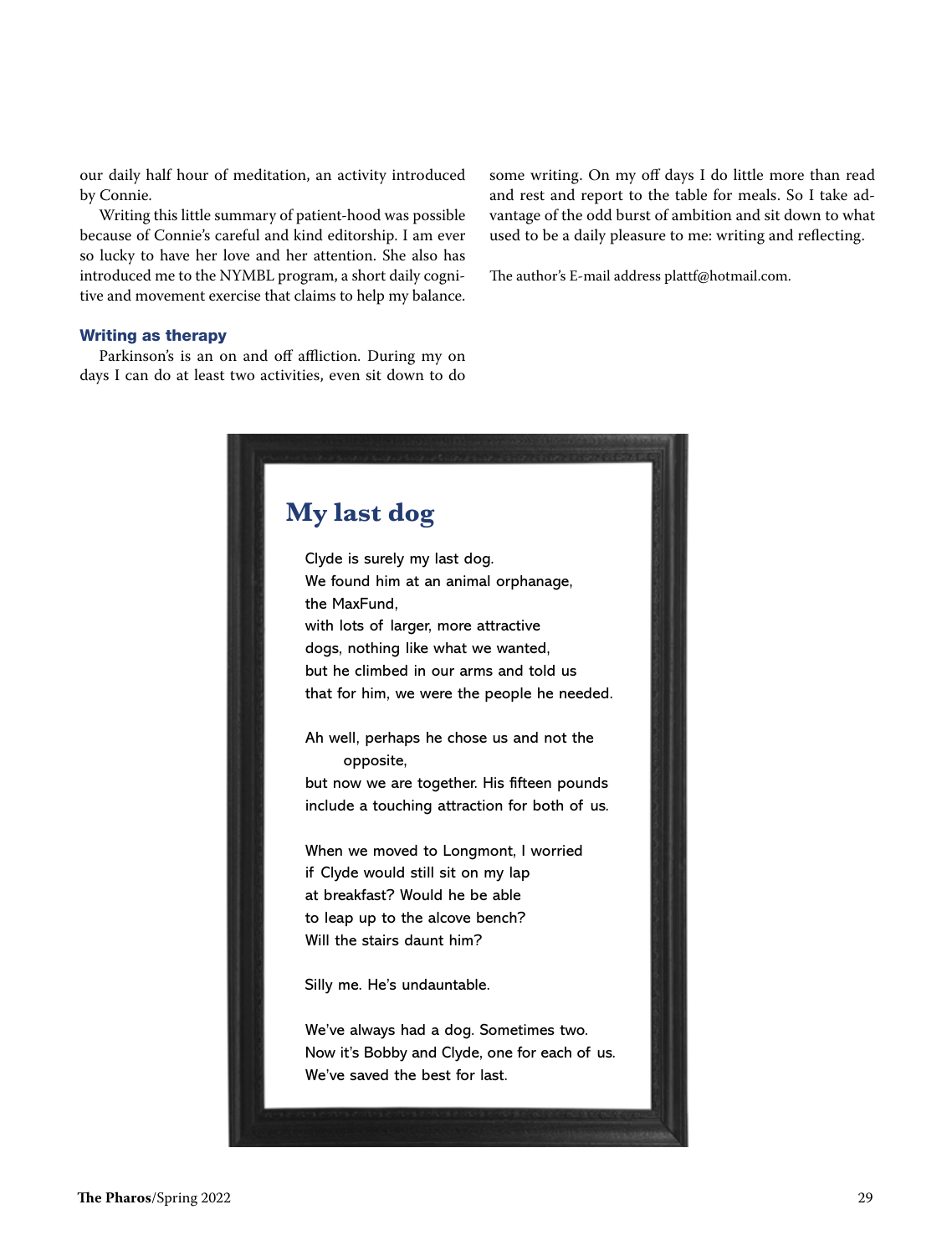our daily half hour of meditation, an activity introduced by Connie.

Writing this little summary of patient-hood was possible because of Connie's careful and kind editorship. I am ever so lucky to have her love and her attention. She also has introduced me to the NYMBL program, a short daily cognitive and movement exercise that claims to help my balance.

### Writing as therapy

Parkinson's is an on and off affliction. During my on days I can do at least two activities, even sit down to do some writing. On my off days I do little more than read and rest and report to the table for meals. So I take advantage of the odd burst of ambition and sit down to what used to be a daily pleasure to me: writing and reflecting.

The author's E-mail address plattf@hotmail.com.

## My last dog

Clyde is surely my last dog.  
We found him at an animal orphanage,  
the MaxFund,  
with lots of larger, more attractive  
dogs, nothing like what we wanted,  
but he climbed in our arms and told us  
that for him, we were the people he needed.

Ah well, perhaps he chose us and not the  
opposite,  
but now we are together. His fifteen pounds  
include a touching attraction for both of us.

When we moved to Longmont, I worried  
if Clyde would still sit on my lap  
at breakfast? Would he be able  
to leap up to the alcove bench?  
Will the stairs daunt him?

Silly me. He's undauntable.

We've always had a dog. Sometimes two.  
Now it's Bobby and Clyde, one for each of us.  
We've saved the best for last.